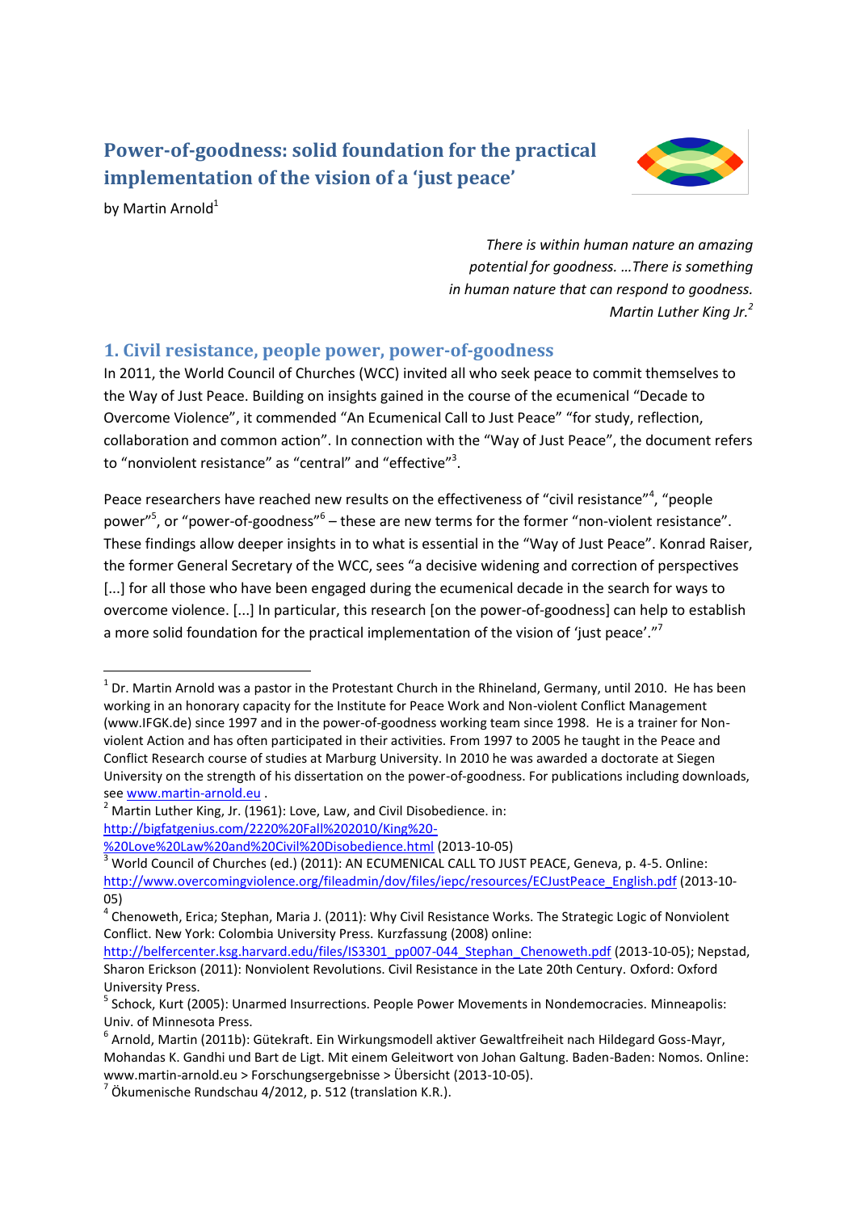# Power-of-goodness: solid foundation for the practical implementation of the vision of a 'just peace'

by Martin Arnold[1]

*There is within human nature an amazing potential for goodness. …There is something in human nature that can respond to goodness.*
*Martin Luther King Jr.*[2]

## 1. Civil resistance, people power, power-of-goodness

In 2011, the World Council of Churches (WCC) invited all who seek peace to commit themselves to the Way of Just Peace. Building on insights gained in the course of the ecumenical "Decade to Overcome Violence", it commended "An Ecumenical Call to Just Peace" "for study, reflection, collaboration and common action". In connection with the "Way of Just Peace", the document refers to "nonviolent resistance" as "central" and "effective"[3].

Peace researchers have reached new results on the effectiveness of "civil resistance"[4], "people power"[5], or "power-of-goodness"[6] – these are new terms for the former "non-violent resistance". These findings allow deeper insights in to what is essential in the "Way of Just Peace". Konrad Raiser, the former General Secretary of the WCC, sees "a decisive widening and correction of perspectives [...] for all those who have been engaged during the ecumenical decade in the search for ways to overcome violence. [...] In particular, this research [on the power-of-goodness] can help to establish a more solid foundation for the practical implementation of the vision of 'just peace'."[7]

---

[1] Dr. Martin Arnold was a pastor in the Protestant Church in the Rhineland, Germany, until 2010. He has been working in an honorary capacity for the Institute for Peace Work and Non-violent Conflict Management (www.IFGK.de) since 1997 and in the power-of-goodness working team since 1998. He is a trainer for Non-violent Action and has often participated in their activities. From 1997 to 2005 he taught in the Peace and Conflict Research course of studies at Marburg University. In 2010 he was awarded a doctorate at Siegen University on the strength of his dissertation on the power-of-goodness. For publications including downloads, see www.martin-arnold.eu .

[2] Martin Luther King, Jr. (1961): Love, Law, and Civil Disobedience. in: http://bigfatgenius.com/2220%20Fall%202010/King%20-%20Love%20Law%20and%20Civil%20Disobedience.html (2013-10-05)

[3] World Council of Churches (ed.) (2011): AN ECUMENICAL CALL TO JUST PEACE, Geneva, p. 4-5. Online: http://www.overcomingviolence.org/fileadmin/dov/files/iepc/resources/ECJustPeace_English.pdf (2013-10-05)

[4] Chenoweth, Erica; Stephan, Maria J. (2011): Why Civil Resistance Works. The Strategic Logic of Nonviolent Conflict. New York: Colombia University Press. Kurzfassung (2008) online: http://belfercenter.ksg.harvard.edu/files/IS3301_pp007-044_Stephan_Chenoweth.pdf (2013-10-05); Nepstad, Sharon Erickson (2011): Nonviolent Revolutions. Civil Resistance in the Late 20th Century. Oxford: Oxford University Press.

[5] Schock, Kurt (2005): Unarmed Insurrections. People Power Movements in Nondemocracies. Minneapolis: Univ. of Minnesota Press.

[6] Arnold, Martin (2011b): Gütekraft. Ein Wirkungsmodell aktiver Gewaltfreiheit nach Hildegard Goss-Mayr, Mohandas K. Gandhi und Bart de Ligt. Mit einem Geleitwort von Johan Galtung. Baden-Baden: Nomos. Online: www.martin-arnold.eu > Forschungsergebnisse > Übersicht (2013-10-05).

[7] Ökumenische Rundschau 4/2012, p. 512 (translation K.R.).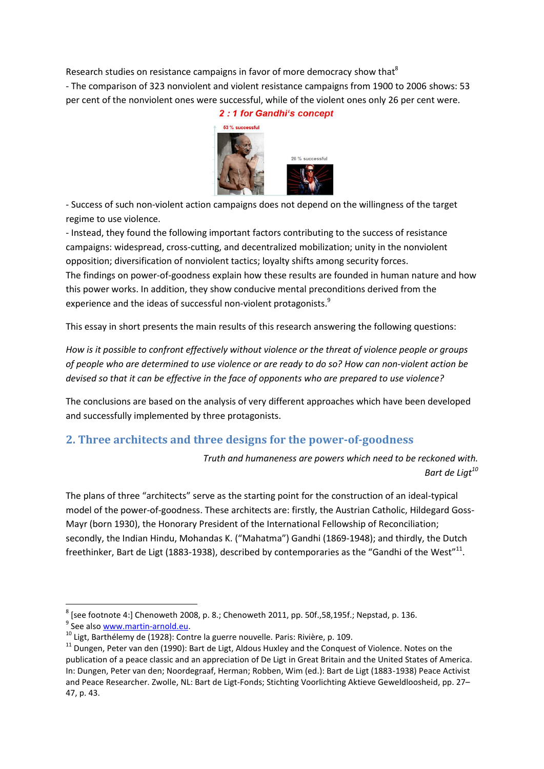Research studies on resistance campaigns in favor of more democracy show that[8]

- The comparison of 323 nonviolent and violent resistance campaigns from 1900 to 2006 shows: 53 per cent of the nonviolent ones were successful, while of the violent ones only 26 per cent were.

*2 : 1 for Gandhi's concept*

53 % successful

26 % successful

- Success of such non-violent action campaigns does not depend on the willingness of the target regime to use violence.
- Instead, they found the following important factors contributing to the success of resistance campaigns: widespread, cross-cutting, and decentralized mobilization; unity in the nonviolent opposition; diversification of nonviolent tactics; loyalty shifts among security forces.

The findings on power-of-goodness explain how these results are founded in human nature and how this power works. In addition, they show conducive mental preconditions derived from the experience and the ideas of successful non-violent protagonists.[9]

This essay in short presents the main results of this research answering the following questions:

*How is it possible to confront effectively without violence or the threat of violence people or groups of people who are determined to use violence or are ready to do so? How can non-violent action be devised so that it can be effective in the face of opponents who are prepared to use violence?*

The conclusions are based on the analysis of very different approaches which have been developed and successfully implemented by three protagonists.

## 2. Three architects and three designs for the power-of-goodness

*Truth and humaneness are powers which need to be reckoned with.*
Bart de Ligt[10]

The plans of three "architects" serve as the starting point for the construction of an ideal-typical model of the power-of-goodness. These architects are: firstly, the Austrian Catholic, Hildegard Goss-Mayr (born 1930), the Honorary President of the International Fellowship of Reconciliation; secondly, the Indian Hindu, Mohandas K. ("Mahatma") Gandhi (1869-1948); and thirdly, the Dutch freethinker, Bart de Ligt (1883-1938), described by contemporaries as the "Gandhi of the West"[11].

---

[8] [see footnote 4:] Chenoweth 2008, p. 8.; Chenoweth 2011, pp. 50f.,58,195f.; Nepstad, p. 136.

[9] See also www.martin-arnold.eu.

[10] Ligt, Barthélemy de (1928): Contre la guerre nouvelle. Paris: Rivière, p. 109.

[11] Dungen, Peter van den (1990): Bart de Ligt, Aldous Huxley and the Conquest of Violence. Notes on the publication of a peace classic and an appreciation of De Ligt in Great Britain and the United States of America. In: Dungen, Peter van den; Noordegraaf, Herman; Robben, Wim (ed.): Bart de Ligt (1883-1938) Peace Activist and Peace Researcher. Zwolle, NL: Bart de Ligt-Fonds; Stichting Voorlichting Aktieve Geweldloosheid, pp. 27–47, p. 43.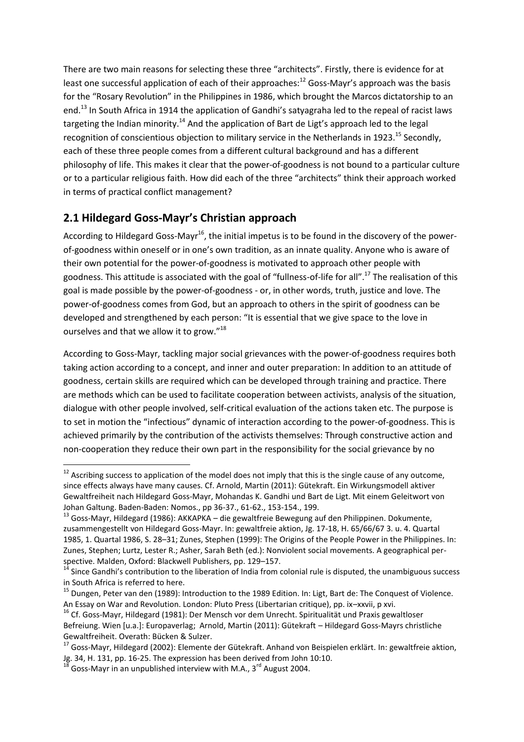There are two main reasons for selecting these three "architects". Firstly, there is evidence for at least one successful application of each of their approaches:[12] Goss-Mayr's approach was the basis for the "Rosary Revolution" in the Philippines in 1986, which brought the Marcos dictatorship to an end.[13] In South Africa in 1914 the application of Gandhi's satyagraha led to the repeal of racist laws targeting the Indian minority.[14] And the application of Bart de Ligt's approach led to the legal recognition of conscientious objection to military service in the Netherlands in 1923.[15] Secondly, each of these three people comes from a different cultural background and has a different philosophy of life. This makes it clear that the power-of-goodness is not bound to a particular culture or to a particular religious faith. How did each of the three "architects" think their approach worked in terms of practical conflict management?

## 2.1 Hildegard Goss-Mayr's Christian approach

According to Hildegard Goss-Mayr[16], the initial impetus is to be found in the discovery of the power-of-goodness within oneself or in one's own tradition, as an innate quality. Anyone who is aware of their own potential for the power-of-goodness is motivated to approach other people with goodness. This attitude is associated with the goal of "fullness-of-life for all".[17] The realisation of this goal is made possible by the power-of-goodness - or, in other words, truth, justice and love. The power-of-goodness comes from God, but an approach to others in the spirit of goodness can be developed and strengthened by each person: "It is essential that we give space to the love in ourselves and that we allow it to grow."[18]

According to Goss-Mayr, tackling major social grievances with the power-of-goodness requires both taking action according to a concept, and inner and outer preparation: In addition to an attitude of goodness, certain skills are required which can be developed through training and practice. There are methods which can be used to facilitate cooperation between activists, analysis of the situation, dialogue with other people involved, self-critical evaluation of the actions taken etc. The purpose is to set in motion the "infectious" dynamic of interaction according to the power-of-goodness. This is achieved primarily by the contribution of the activists themselves: Through constructive action and non-cooperation they reduce their own part in the responsibility for the social grievance by no

---

[12] Ascribing success to application of the model does not imply that this is the single cause of any outcome, since effects always have many causes. Cf. Arnold, Martin (2011): Gütekraft. Ein Wirkungsmodell aktiver Gewaltfreiheit nach Hildegard Goss-Mayr, Mohandas K. Gandhi und Bart de Ligt. Mit einem Geleitwort von Johan Galtung. Baden-Baden: Nomos., pp 36-37., 61-62., 153-154., 199.

[13] Goss-Mayr, Hildegard (1986): AKKAPKA – die gewaltfreie Bewegung auf den Philippinen. Dokumente, zusammengestellt von Hildegard Goss-Mayr. In: gewaltfreie aktion, Jg. 17-18, H. 65/66/67 3. u. 4. Quartal 1985, 1. Quartal 1986, S. 28–31; Zunes, Stephen (1999): The Origins of the People Power in the Philippines. In: Zunes, Stephen; Lurtz, Lester R.; Asher, Sarah Beth (ed.): Nonviolent social movements. A geographical perspective. Malden, Oxford: Blackwell Publishers, pp. 129–157.

[14] Since Gandhi's contribution to the liberation of India from colonial rule is disputed, the unambiguous success in South Africa is referred to here.

[15] Dungen, Peter van den (1989): Introduction to the 1989 Edition. In: Ligt, Bart de: The Conquest of Violence. An Essay on War and Revolution. London: Pluto Press (Libertarian critique), pp. ix–xxvii, p xvi.

[16] Cf. Goss-Mayr, Hildegard (1981): Der Mensch vor dem Unrecht. Spiritualität und Praxis gewaltloser Befreiung. Wien [u.a.]: Europaverlag; Arnold, Martin (2011): Gütekraft – Hildegard Goss-Mayrs christliche Gewaltfreiheit. Overath: Bücken & Sulzer.

[17] Goss-Mayr, Hildegard (2002): Elemente der Gütekraft. Anhand von Beispielen erklärt. In: gewaltfreie aktion, Jg. 34, H. 131, pp. 16-25. The expression has been derived from John 10:10.

[18] Goss-Mayr in an unpublished interview with M.A., 3rd August 2004.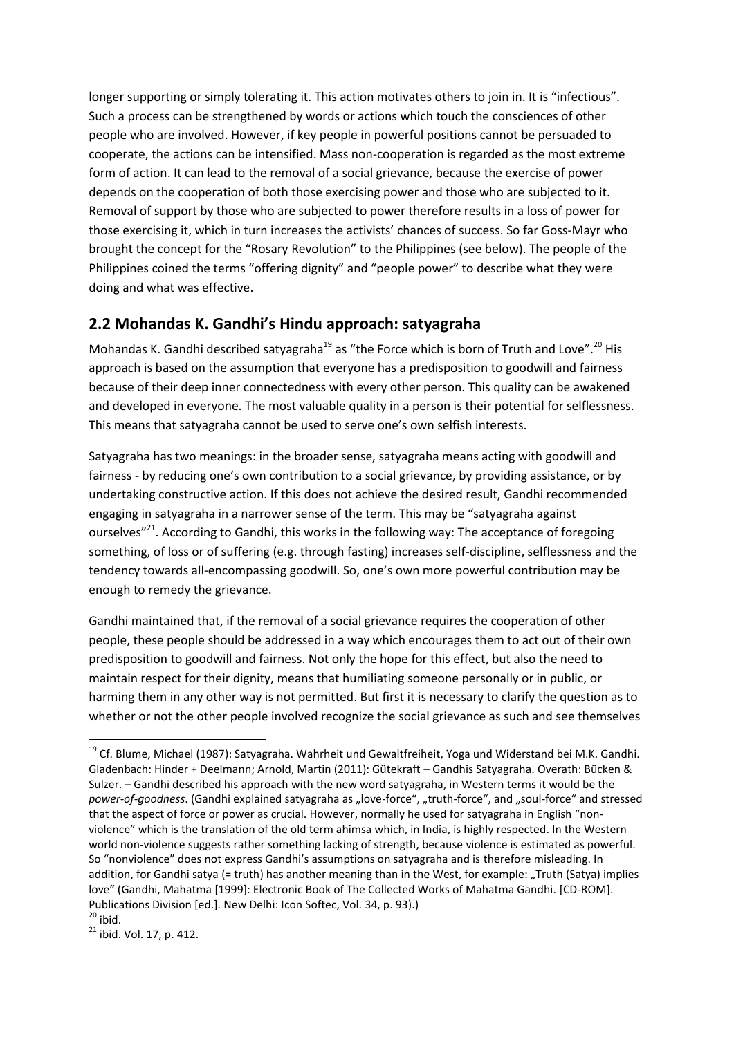longer supporting or simply tolerating it. This action motivates others to join in. It is "infectious". Such a process can be strengthened by words or actions which touch the consciences of other people who are involved. However, if key people in powerful positions cannot be persuaded to cooperate, the actions can be intensified. Mass non-cooperation is regarded as the most extreme form of action. It can lead to the removal of a social grievance, because the exercise of power depends on the cooperation of both those exercising power and those who are subjected to it. Removal of support by those who are subjected to power therefore results in a loss of power for those exercising it, which in turn increases the activists' chances of success. So far Goss-Mayr who brought the concept for the "Rosary Revolution" to the Philippines (see below). The people of the Philippines coined the terms "offering dignity" and "people power" to describe what they were doing and what was effective.

## 2.2 Mohandas K. Gandhi's Hindu approach: satyagraha

Mohandas K. Gandhi described satyagraha[19] as "the Force which is born of Truth and Love".[20] His approach is based on the assumption that everyone has a predisposition to goodwill and fairness because of their deep inner connectedness with every other person. This quality can be awakened and developed in everyone. The most valuable quality in a person is their potential for selflessness. This means that satyagraha cannot be used to serve one's own selfish interests.

Satyagraha has two meanings: in the broader sense, satyagraha means acting with goodwill and fairness - by reducing one's own contribution to a social grievance, by providing assistance, or by undertaking constructive action. If this does not achieve the desired result, Gandhi recommended engaging in satyagraha in a narrower sense of the term. This may be "satyagraha against ourselves"[21]. According to Gandhi, this works in the following way: The acceptance of foregoing something, of loss or of suffering (e.g. through fasting) increases self-discipline, selflessness and the tendency towards all-encompassing goodwill. So, one's own more powerful contribution may be enough to remedy the grievance.

Gandhi maintained that, if the removal of a social grievance requires the cooperation of other people, these people should be addressed in a way which encourages them to act out of their own predisposition to goodwill and fairness. Not only the hope for this effect, but also the need to maintain respect for their dignity, means that humiliating someone personally or in public, or harming them in any other way is not permitted. But first it is necessary to clarify the question as to whether or not the other people involved recognize the social grievance as such and see themselves

---

[19] Cf. Blume, Michael (1987): Satyagraha. Wahrheit und Gewaltfreiheit, Yoga und Widerstand bei M.K. Gandhi. Gladenbach: Hinder + Deelmann; Arnold, Martin (2011): Gütekraft – Gandhis Satyagraha. Overath: Bücken & Sulzer. – Gandhi described his approach with the new word satyagraha, in Western terms it would be the *power-of-goodness*. (Gandhi explained satyagraha as „love-force", „truth-force", and „soul-force" and stressed that the aspect of force or power as crucial. However, normally he used for satyagraha in English "non-violence" which is the translation of the old term ahimsa which, in India, is highly respected. In the Western world non-violence suggests rather something lacking of strength, because violence is estimated as powerful. So "nonviolence" does not express Gandhi's assumptions on satyagraha and is therefore misleading. In addition, for Gandhi satya (= truth) has another meaning than in the West, for example: „Truth (Satya) implies love" (Gandhi, Mahatma [1999]: Electronic Book of The Collected Works of Mahatma Gandhi. [CD-ROM]. Publications Division [ed.]. New Delhi: Icon Softec, Vol. 34, p. 93).)

[20] ibid.

[21] ibid. Vol. 17, p. 412.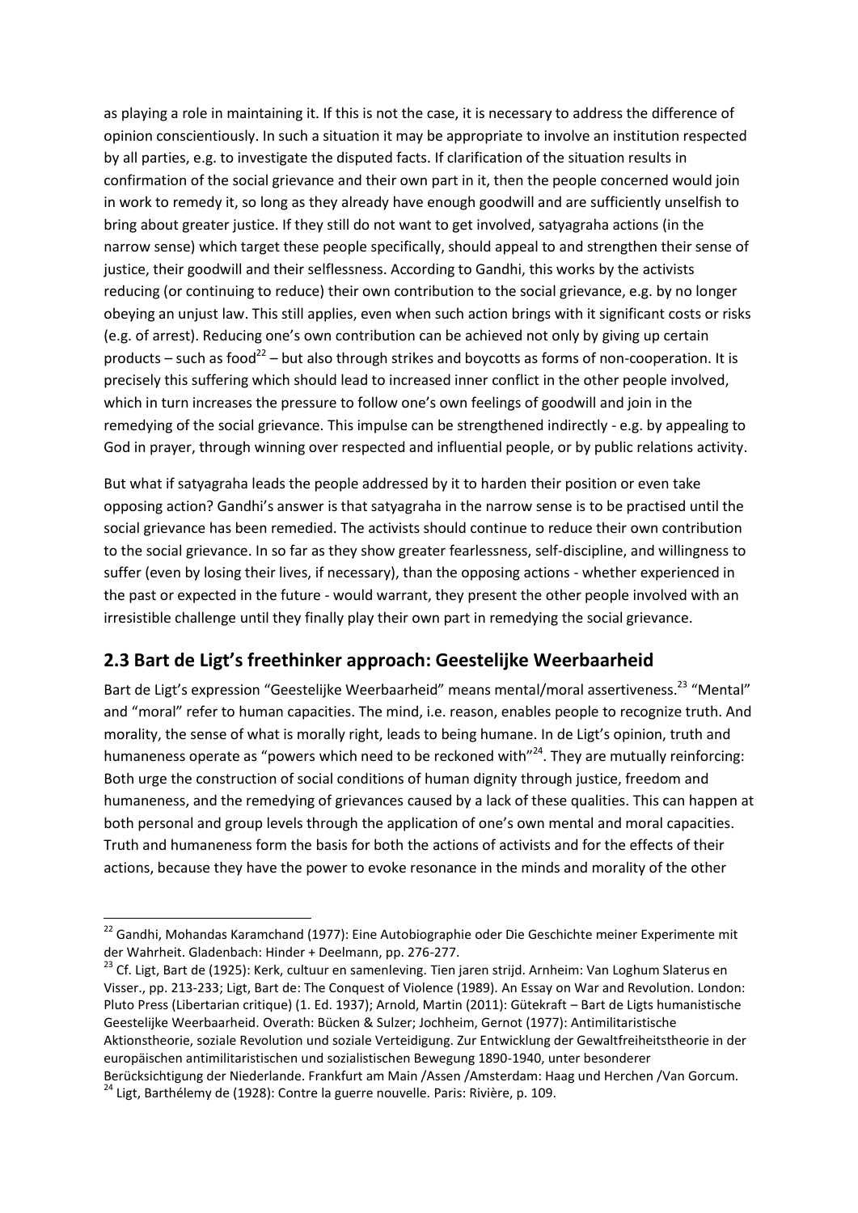as playing a role in maintaining it. If this is not the case, it is necessary to address the difference of opinion conscientiously. In such a situation it may be appropriate to involve an institution respected by all parties, e.g. to investigate the disputed facts. If clarification of the situation results in confirmation of the social grievance and their own part in it, then the people concerned would join in work to remedy it, so long as they already have enough goodwill and are sufficiently unselfish to bring about greater justice. If they still do not want to get involved, satyagraha actions (in the narrow sense) which target these people specifically, should appeal to and strengthen their sense of justice, their goodwill and their selflessness. According to Gandhi, this works by the activists reducing (or continuing to reduce) their own contribution to the social grievance, e.g. by no longer obeying an unjust law. This still applies, even when such action brings with it significant costs or risks (e.g. of arrest). Reducing one's own contribution can be achieved not only by giving up certain products – such as food[22] – but also through strikes and boycotts as forms of non-cooperation. It is precisely this suffering which should lead to increased inner conflict in the other people involved, which in turn increases the pressure to follow one's own feelings of goodwill and join in the remedying of the social grievance. This impulse can be strengthened indirectly - e.g. by appealing to God in prayer, through winning over respected and influential people, or by public relations activity.

But what if satyagraha leads the people addressed by it to harden their position or even take opposing action? Gandhi's answer is that satyagraha in the narrow sense is to be practised until the social grievance has been remedied. The activists should continue to reduce their own contribution to the social grievance. In so far as they show greater fearlessness, self-discipline, and willingness to suffer (even by losing their lives, if necessary), than the opposing actions - whether experienced in the past or expected in the future - would warrant, they present the other people involved with an irresistible challenge until they finally play their own part in remedying the social grievance.

## 2.3 Bart de Ligt's freethinker approach: Geestelijke Weerbaarheid

Bart de Ligt's expression "Geestelijke Weerbaarheid" means mental/moral assertiveness.[23] "Mental" and "moral" refer to human capacities. The mind, i.e. reason, enables people to recognize truth. And morality, the sense of what is morally right, leads to being humane. In de Ligt's opinion, truth and humaneness operate as "powers which need to be reckoned with"[24]. They are mutually reinforcing: Both urge the construction of social conditions of human dignity through justice, freedom and humaneness, and the remedying of grievances caused by a lack of these qualities. This can happen at both personal and group levels through the application of one's own mental and moral capacities. Truth and humaneness form the basis for both the actions of activists and for the effects of their actions, because they have the power to evoke resonance in the minds and morality of the other

---

[22] Gandhi, Mohandas Karamchand (1977): Eine Autobiographie oder Die Geschichte meiner Experimente mit der Wahrheit. Gladenbach: Hinder + Deelmann, pp. 276-277.

[23] Cf. Ligt, Bart de (1925): Kerk, cultuur en samenleving. Tien jaren strijd. Arnheim: Van Loghum Slaterus en Visser., pp. 213-233; Ligt, Bart de: The Conquest of Violence (1989). An Essay on War and Revolution. London: Pluto Press (Libertarian critique) (1. Ed. 1937); Arnold, Martin (2011): Gütekraft – Bart de Ligts humanistische Geestelijke Weerbaarheid. Overath: Bücken & Sulzer; Jochheim, Gernot (1977): Antimilitaristische Aktionstheorie, soziale Revolution und soziale Verteidigung. Zur Entwicklung der Gewaltfreiheitstheorie in der europäischen antimilitaristischen und sozialistischen Bewegung 1890-1940, unter besonderer Berücksichtigung der Niederlande. Frankfurt am Main /Assen /Amsterdam: Haag und Herchen /Van Gorcum.

[24] Ligt, Barthélemy de (1928): Contre la guerre nouvelle. Paris: Rivière, p. 109.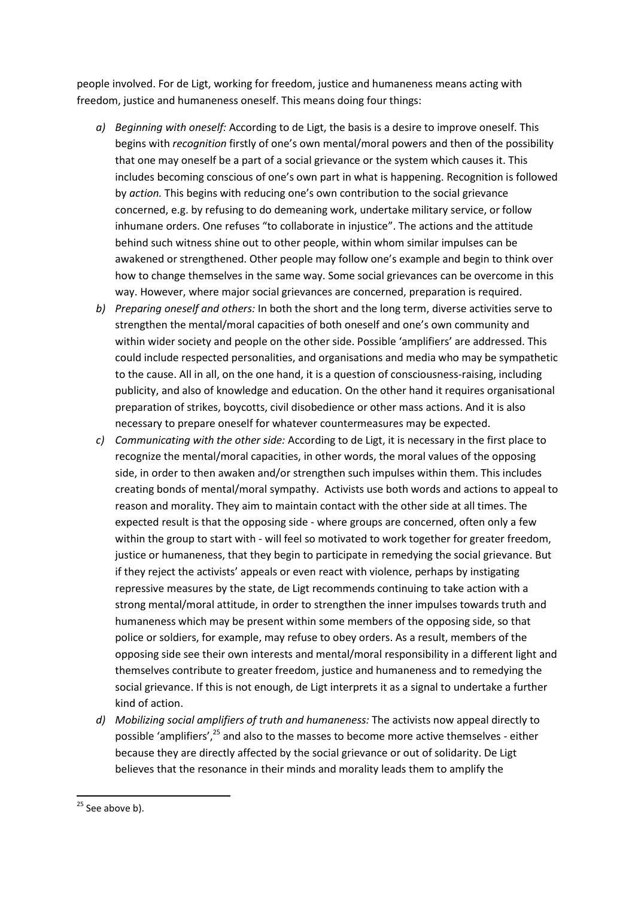people involved. For de Ligt, working for freedom, justice and humaneness means acting with freedom, justice and humaneness oneself. This means doing four things:

a) *Beginning with oneself:* According to de Ligt, the basis is a desire to improve oneself. This begins with *recognition* firstly of one's own mental/moral powers and then of the possibility that one may oneself be a part of a social grievance or the system which causes it. This includes becoming conscious of one's own part in what is happening. Recognition is followed by *action.* This begins with reducing one's own contribution to the social grievance concerned, e.g. by refusing to do demeaning work, undertake military service, or follow inhumane orders. One refuses "to collaborate in injustice". The actions and the attitude behind such witness shine out to other people, within whom similar impulses can be awakened or strengthened. Other people may follow one's example and begin to think over how to change themselves in the same way. Some social grievances can be overcome in this way. However, where major social grievances are concerned, preparation is required.

b) *Preparing oneself and others:* In both the short and the long term, diverse activities serve to strengthen the mental/moral capacities of both oneself and one's own community and within wider society and people on the other side. Possible 'amplifiers' are addressed. This could include respected personalities, and organisations and media who may be sympathetic to the cause. All in all, on the one hand, it is a question of consciousness-raising, including publicity, and also of knowledge and education. On the other hand it requires organisational preparation of strikes, boycotts, civil disobedience or other mass actions. And it is also necessary to prepare oneself for whatever countermeasures may be expected.

c) *Communicating with the other side:* According to de Ligt, it is necessary in the first place to recognize the mental/moral capacities, in other words, the moral values of the opposing side, in order to then awaken and/or strengthen such impulses within them. This includes creating bonds of mental/moral sympathy. Activists use both words and actions to appeal to reason and morality. They aim to maintain contact with the other side at all times. The expected result is that the opposing side - where groups are concerned, often only a few within the group to start with - will feel so motivated to work together for greater freedom, justice or humaneness, that they begin to participate in remedying the social grievance. But if they reject the activists' appeals or even react with violence, perhaps by instigating repressive measures by the state, de Ligt recommends continuing to take action with a strong mental/moral attitude, in order to strengthen the inner impulses towards truth and humaneness which may be present within some members of the opposing side, so that police or soldiers, for example, may refuse to obey orders. As a result, members of the opposing side see their own interests and mental/moral responsibility in a different light and themselves contribute to greater freedom, justice and humaneness and to remedying the social grievance. If this is not enough, de Ligt interprets it as a signal to undertake a further kind of action.

d) *Mobilizing social amplifiers of truth and humaneness:* The activists now appeal directly to possible 'amplifiers',[25] and also to the masses to become more active themselves - either because they are directly affected by the social grievance or out of solidarity. De Ligt believes that the resonance in their minds and morality leads them to amplify the

[25] See above b).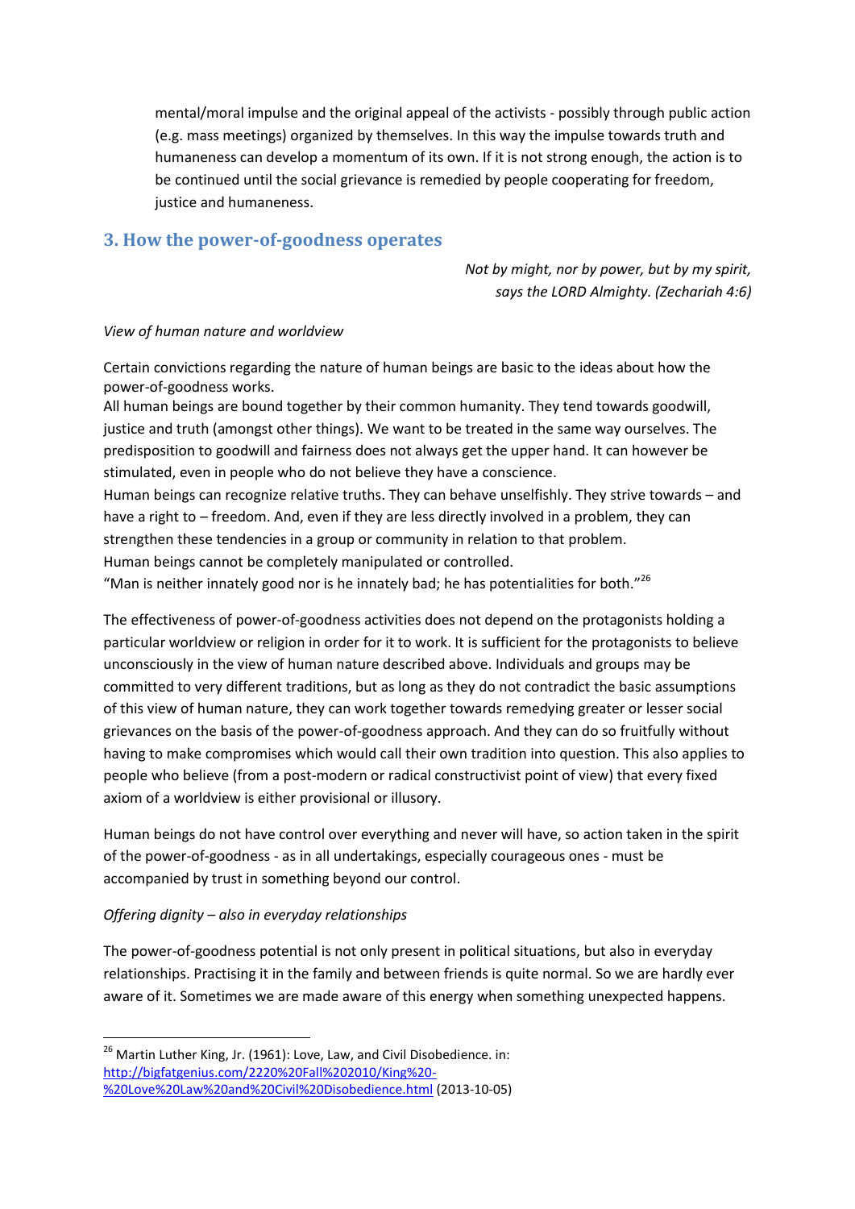mental/moral impulse and the original appeal of the activists - possibly through public action (e.g. mass meetings) organized by themselves. In this way the impulse towards truth and humaneness can develop a momentum of its own. If it is not strong enough, the action is to be continued until the social grievance is remedied by people cooperating for freedom, justice and humaneness.

## 3. How the power-of-goodness operates

*Not by might, nor by power, but by my spirit,*
*says the LORD Almighty. (Zechariah 4:6)*

*View of human nature and worldview*

Certain convictions regarding the nature of human beings are basic to the ideas about how the power-of-goodness works.
All human beings are bound together by their common humanity. They tend towards goodwill, justice and truth (amongst other things). We want to be treated in the same way ourselves. The predisposition to goodwill and fairness does not always get the upper hand. It can however be stimulated, even in people who do not believe they have a conscience.
Human beings can recognize relative truths. They can behave unselfishly. They strive towards – and have a right to – freedom. And, even if they are less directly involved in a problem, they can strengthen these tendencies in a group or community in relation to that problem.
Human beings cannot be completely manipulated or controlled.
"Man is neither innately good nor is he innately bad; he has potentialities for both."[26]

The effectiveness of power-of-goodness activities does not depend on the protagonists holding a particular worldview or religion in order for it to work. It is sufficient for the protagonists to believe unconsciously in the view of human nature described above. Individuals and groups may be committed to very different traditions, but as long as they do not contradict the basic assumptions of this view of human nature, they can work together towards remedying greater or lesser social grievances on the basis of the power-of-goodness approach. And they can do so fruitfully without having to make compromises which would call their own tradition into question. This also applies to people who believe (from a post-modern or radical constructivist point of view) that every fixed axiom of a worldview is either provisional or illusory.

Human beings do not have control over everything and never will have, so action taken in the spirit of the power-of-goodness - as in all undertakings, especially courageous ones - must be accompanied by trust in something beyond our control.

*Offering dignity – also in everyday relationships*

The power-of-goodness potential is not only present in political situations, but also in everyday relationships. Practising it in the family and between friends is quite normal. So we are hardly ever aware of it. Sometimes we are made aware of this energy when something unexpected happens.

---

[26] Martin Luther King, Jr. (1961): Love, Law, and Civil Disobedience. in: http://bigfatgenius.com/2220%20Fall%202010/King%20-%20Love%20Law%20and%20Civil%20Disobedience.html (2013-10-05)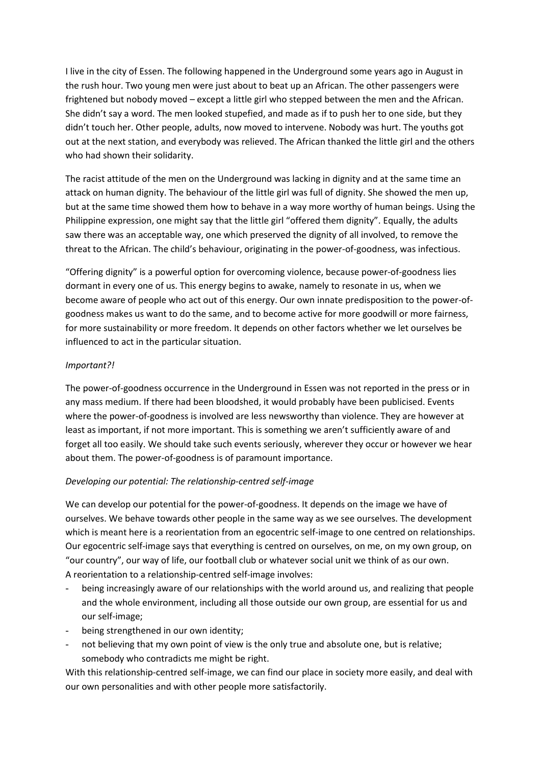I live in the city of Essen. The following happened in the Underground some years ago in August in the rush hour. Two young men were just about to beat up an African. The other passengers were frightened but nobody moved – except a little girl who stepped between the men and the African. She didn't say a word. The men looked stupefied, and made as if to push her to one side, but they didn't touch her. Other people, adults, now moved to intervene. Nobody was hurt. The youths got out at the next station, and everybody was relieved. The African thanked the little girl and the others who had shown their solidarity.

The racist attitude of the men on the Underground was lacking in dignity and at the same time an attack on human dignity. The behaviour of the little girl was full of dignity. She showed the men up, but at the same time showed them how to behave in a way more worthy of human beings. Using the Philippine expression, one might say that the little girl "offered them dignity". Equally, the adults saw there was an acceptable way, one which preserved the dignity of all involved, to remove the threat to the African. The child's behaviour, originating in the power-of-goodness, was infectious.

"Offering dignity" is a powerful option for overcoming violence, because power-of-goodness lies dormant in every one of us. This energy begins to awake, namely to resonate in us, when we become aware of people who act out of this energy. Our own innate predisposition to the power-of-goodness makes us want to do the same, and to become active for more goodwill or more fairness, for more sustainability or more freedom. It depends on other factors whether we let ourselves be influenced to act in the particular situation.

*Important?!*

The power-of-goodness occurrence in the Underground in Essen was not reported in the press or in any mass medium. If there had been bloodshed, it would probably have been publicised. Events where the power-of-goodness is involved are less newsworthy than violence. They are however at least as important, if not more important. This is something we aren't sufficiently aware of and forget all too easily. We should take such events seriously, wherever they occur or however we hear about them. The power-of-goodness is of paramount importance.

*Developing our potential: The relationship-centred self-image*

We can develop our potential for the power-of-goodness. It depends on the image we have of ourselves. We behave towards other people in the same way as we see ourselves. The development which is meant here is a reorientation from an egocentric self-image to one centred on relationships. Our egocentric self-image says that everything is centred on ourselves, on me, on my own group, on "our country", our way of life, our football club or whatever social unit we think of as our own.
A reorientation to a relationship-centred self-image involves:

- being increasingly aware of our relationships with the world around us, and realizing that people and the whole environment, including all those outside our own group, are essential for us and our self-image;
- being strengthened in our own identity;
- not believing that my own point of view is the only true and absolute one, but is relative; somebody who contradicts me might be right.

With this relationship-centred self-image, we can find our place in society more easily, and deal with our own personalities and with other people more satisfactorily.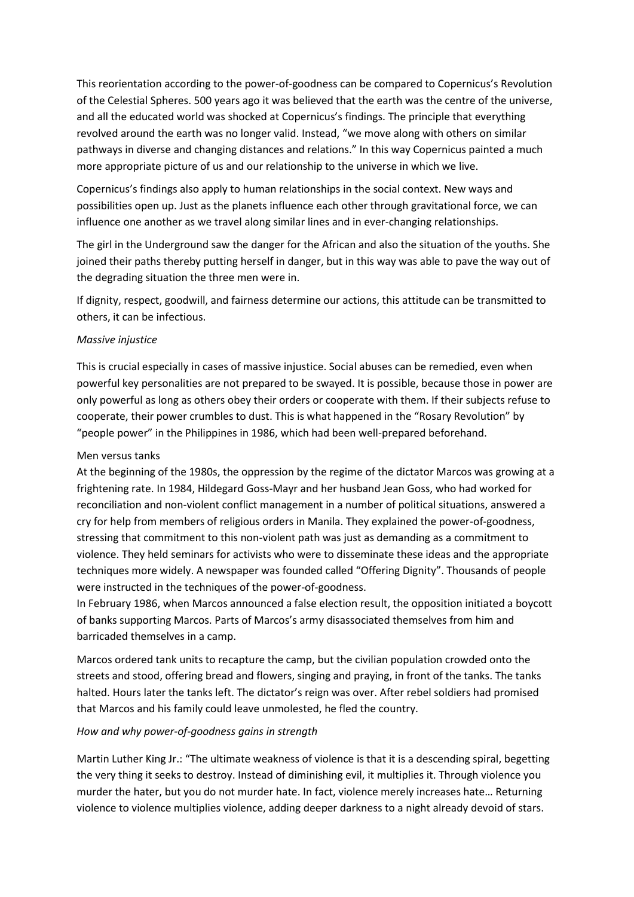This reorientation according to the power-of-goodness can be compared to Copernicus's Revolution of the Celestial Spheres. 500 years ago it was believed that the earth was the centre of the universe, and all the educated world was shocked at Copernicus's findings. The principle that everything revolved around the earth was no longer valid. Instead, "we move along with others on similar pathways in diverse and changing distances and relations." In this way Copernicus painted a much more appropriate picture of us and our relationship to the universe in which we live.

Copernicus's findings also apply to human relationships in the social context. New ways and possibilities open up. Just as the planets influence each other through gravitational force, we can influence one another as we travel along similar lines and in ever-changing relationships.

The girl in the Underground saw the danger for the African and also the situation of the youths. She joined their paths thereby putting herself in danger, but in this way was able to pave the way out of the degrading situation the three men were in.

If dignity, respect, goodwill, and fairness determine our actions, this attitude can be transmitted to others, it can be infectious.

*Massive injustice*

This is crucial especially in cases of massive injustice. Social abuses can be remedied, even when powerful key personalities are not prepared to be swayed. It is possible, because those in power are only powerful as long as others obey their orders or cooperate with them. If their subjects refuse to cooperate, their power crumbles to dust. This is what happened in the "Rosary Revolution" by "people power" in the Philippines in 1986, which had been well-prepared beforehand.

Men versus tanks

At the beginning of the 1980s, the oppression by the regime of the dictator Marcos was growing at a frightening rate. In 1984, Hildegard Goss-Mayr and her husband Jean Goss, who had worked for reconciliation and non-violent conflict management in a number of political situations, answered a cry for help from members of religious orders in Manila. They explained the power-of-goodness, stressing that commitment to this non-violent path was just as demanding as a commitment to violence. They held seminars for activists who were to disseminate these ideas and the appropriate techniques more widely. A newspaper was founded called "Offering Dignity". Thousands of people were instructed in the techniques of the power-of-goodness.

In February 1986, when Marcos announced a false election result, the opposition initiated a boycott of banks supporting Marcos. Parts of Marcos's army disassociated themselves from him and barricaded themselves in a camp.

Marcos ordered tank units to recapture the camp, but the civilian population crowded onto the streets and stood, offering bread and flowers, singing and praying, in front of the tanks. The tanks halted. Hours later the tanks left. The dictator's reign was over. After rebel soldiers had promised that Marcos and his family could leave unmolested, he fled the country.

*How and why power-of-goodness gains in strength*

Martin Luther King Jr.: "The ultimate weakness of violence is that it is a descending spiral, begetting the very thing it seeks to destroy. Instead of diminishing evil, it multiplies it. Through violence you murder the hater, but you do not murder hate. In fact, violence merely increases hate… Returning violence to violence multiplies violence, adding deeper darkness to a night already devoid of stars.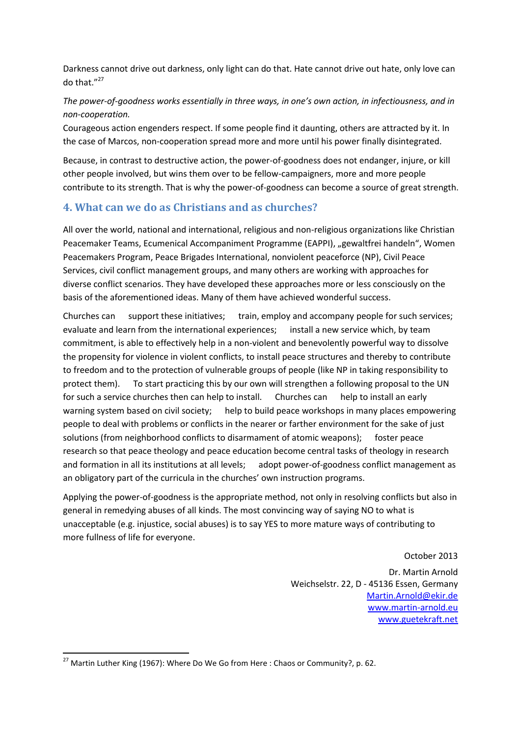Darkness cannot drive out darkness, only light can do that. Hate cannot drive out hate, only love can do that."[27]

*The power-of-goodness works essentially in three ways, in one's own action, in infectiousness, and in non-cooperation.*

Courageous action engenders respect. If some people find it daunting, others are attracted by it. In the case of Marcos, non-cooperation spread more and more until his power finally disintegrated.

Because, in contrast to destructive action, the power-of-goodness does not endanger, injure, or kill other people involved, but wins them over to be fellow-campaigners, more and more people contribute to its strength. That is why the power-of-goodness can become a source of great strength.

## 4. What can we do as Christians and as churches?

All over the world, national and international, religious and non-religious organizations like Christian Peacemaker Teams, Ecumenical Accompaniment Programme (EAPPI), „gewaltfrei handeln", Women Peacemakers Program, Peace Brigades International, nonviolent peaceforce (NP), Civil Peace Services, civil conflict management groups, and many others are working with approaches for diverse conflict scenarios. They have developed these approaches more or less consciously on the basis of the aforementioned ideas. Many of them have achieved wonderful success.

Churches can support these initiatives; train, employ and accompany people for such services; evaluate and learn from the international experiences; install a new service which, by team commitment, is able to effectively help in a non-violent and benevolently powerful way to dissolve the propensity for violence in violent conflicts, to install peace structures and thereby to contribute to freedom and to the protection of vulnerable groups of people (like NP in taking responsibility to protect them). To start practicing this by our own will strengthen a following proposal to the UN for such a service churches then can help to install. Churches can help to install an early warning system based on civil society; help to build peace workshops in many places empowering people to deal with problems or conflicts in the nearer or farther environment for the sake of just solutions (from neighborhood conflicts to disarmament of atomic weapons); foster peace research so that peace theology and peace education become central tasks of theology in research and formation in all its institutions at all levels; adopt power-of-goodness conflict management as an obligatory part of the curricula in the churches' own instruction programs.

Applying the power-of-goodness is the appropriate method, not only in resolving conflicts but also in general in remedying abuses of all kinds. The most convincing way of saying NO to what is unacceptable (e.g. injustice, social abuses) is to say YES to more mature ways of contributing to more fullness of life for everyone.

October 2013

Dr. Martin Arnold
Weichselstr. 22, D - 45136 Essen, Germany
Martin.Arnold@ekir.de
www.martin-arnold.eu
www.guetekraft.net

---

[27] Martin Luther King (1967): Where Do We Go from Here : Chaos or Community?, p. 62.